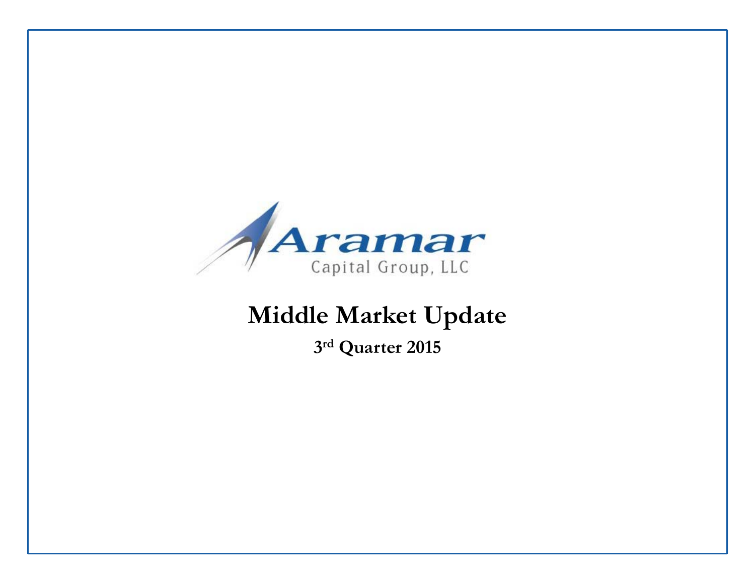Aramar

Capital Group, LLC

# Middle Market Update

**3rd Quarter 2015**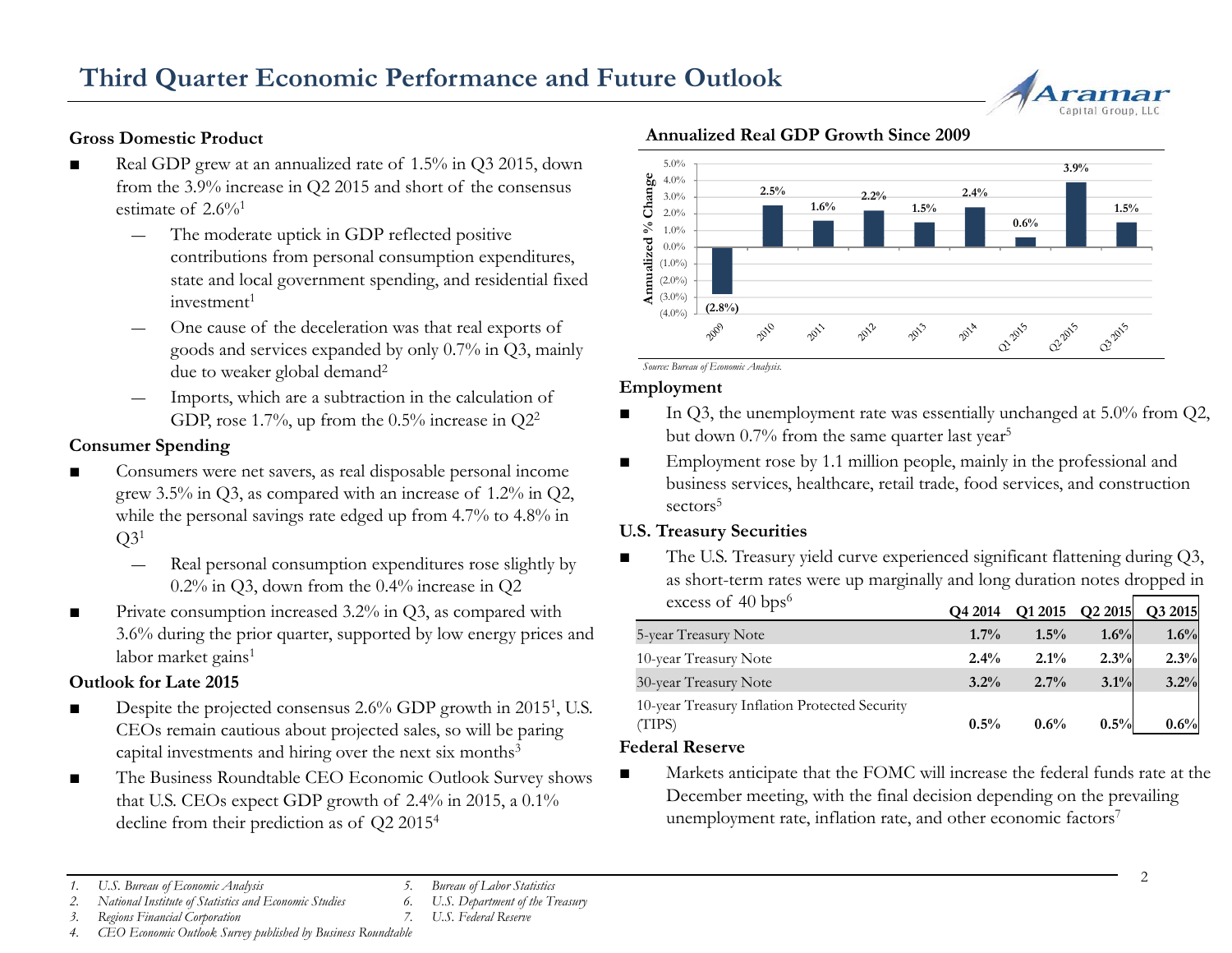# Third Quarter Economic Performance and Future Outlook

### Gross Domestic Product

- Real GDP grew at an annualized rate of 1.5% in Q3 2015, down from the 3.9% increase in Q2 2015 and short of the consensus estimate of 2.6%[1]
  - The moderate uptick in GDP reflected positive contributions from personal consumption expenditures, state and local government spending, and residential fixed investment[1]
  - One cause of the deceleration was that real exports of goods and services expanded by only 0.7% in Q3, mainly due to weaker global demand[2]
  - Imports, which are a subtraction in the calculation of GDP, rose 1.7%, up from the 0.5% increase in Q2[2]

### Consumer Spending

- Consumers were net savers, as real disposable personal income grew 3.5% in Q3, as compared with an increase of 1.2% in Q2, while the personal savings rate edged up from 4.7% to 4.8% in Q3[1]
  - Real personal consumption expenditures rose slightly by 0.2% in Q3, down from the 0.4% increase in Q2
- Private consumption increased 3.2% in Q3, as compared with 3.6% during the prior quarter, supported by low energy prices and labor market gains[1]

### Outlook for Late 2015

- Despite the projected consensus 2.6% GDP growth in 2015[1], U.S. CEOs remain cautious about projected sales, so will be paring capital investments and hiring over the next six months[3]
- The Business Roundtable CEO Economic Outlook Survey shows that U.S. CEOs expect GDP growth of 2.4% in 2015, a 0.1% decline from their prediction as of Q2 2015[4]

### Annualized Real GDP Growth Since 2009

| Period | Annualized % Change |
|---|---|
| 2009 | (2.8%) |
| 2010 | 2.5% |
| 2011 | 1.6% |
| 2012 | 2.2% |
| 2013 | 1.5% |
| 2014 | 2.4% |
| Q1 2015 | 0.6% |
| Q2 2015 | 3.9% |
| Q3 2015 | 1.5% |

*Source: Bureau of Economic Analysis.*

### Employment

- In Q3, the unemployment rate was essentially unchanged at 5.0% from Q2, but down 0.7% from the same quarter last year[5]
- Employment rose by 1.1 million people, mainly in the professional and business services, healthcare, retail trade, food services, and construction sectors[5]

### U.S. Treasury Securities

- The U.S. Treasury yield curve experienced significant flattening during Q3, as short-term rates were up marginally and long duration notes dropped in excess of 40 bps[6]

| | Q4 2014 | Q1 2015 | Q2 2015 | Q3 2015 |
|---|---|---|---|---|
| 5-year Treasury Note | 1.7% | 1.5% | 1.6% | 1.6% |
| 10-year Treasury Note | 2.4% | 2.1% | 2.3% | 2.3% |
| 30-year Treasury Note | 3.2% | 2.7% | 3.1% | 3.2% |
| 10-year Treasury Inflation Protected Security (TIPS) | 0.5% | 0.6% | 0.5% | 0.6% |

### Federal Reserve

- Markets anticipate that the FOMC will increase the federal funds rate at the December meeting, with the final decision depending on the prevailing unemployment rate, inflation rate, and other economic factors[7]

---

1. *U.S. Bureau of Economic Analysis*
2. *National Institute of Statistics and Economic Studies*
3. *Regions Financial Corporation*
4. *CEO Economic Outlook Survey published by Business Roundtable*
5. *Bureau of Labor Statistics*
6. *U.S. Department of the Treasury*
7. *U.S. Federal Reserve*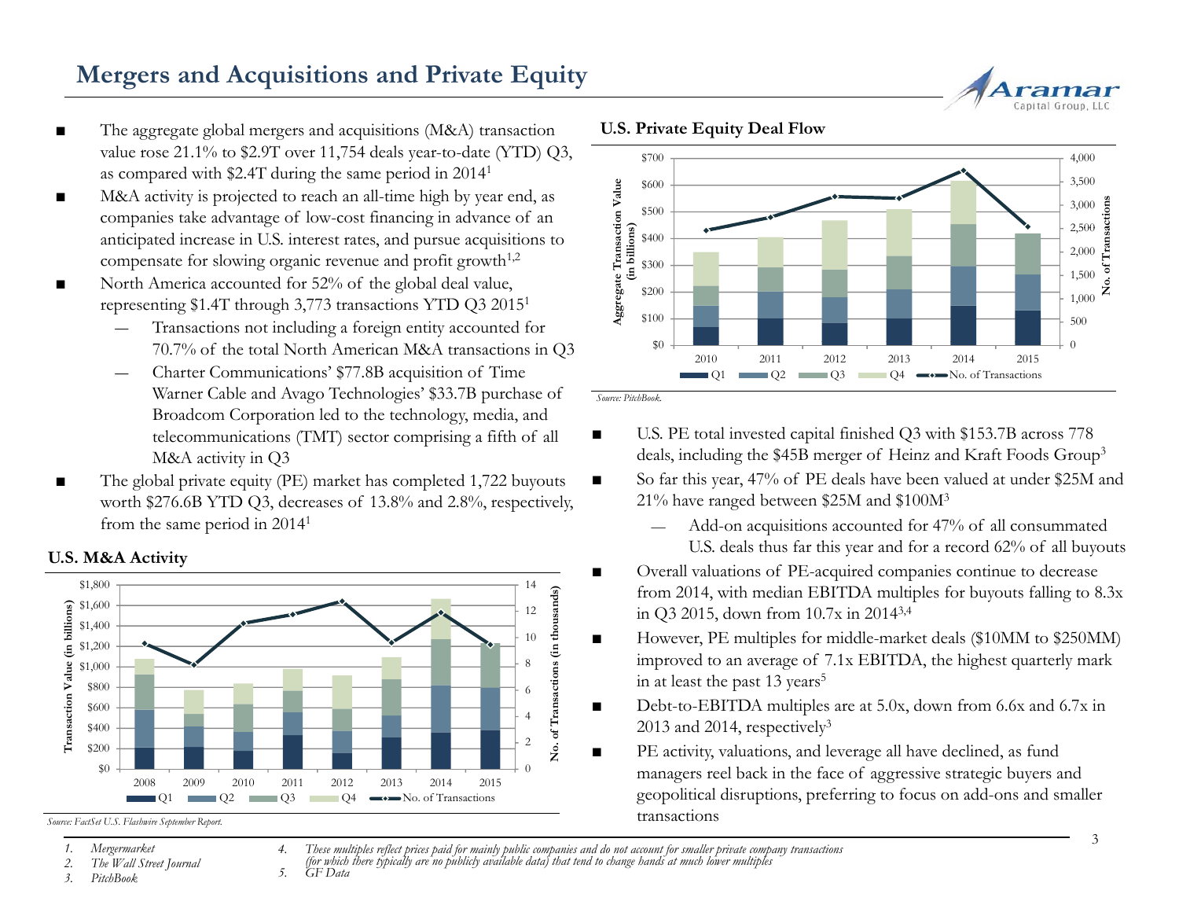# Mergers and Acquisitions and Private Equity

- The aggregate global mergers and acquisitions (M&A) transaction value rose 21.1% to \$2.9T over 11,754 deals year-to-date (YTD) Q3, as compared with \$2.4T during the same period in 2014[1]
- M&A activity is projected to reach an all-time high by year end, as companies take advantage of low-cost financing in advance of an anticipated increase in U.S. interest rates, and pursue acquisitions to compensate for slowing organic revenue and profit growth[1,2]
- North America accounted for 52% of the global deal value, representing \$1.4T through 3,773 transactions YTD Q3 2015[1]
  - Transactions not including a foreign entity accounted for 70.7% of the total North American M&A transactions in Q3
  - Charter Communications' \$77.8B acquisition of Time Warner Cable and Avago Technologies' \$33.7B purchase of Broadcom Corporation led to the technology, media, and telecommunications (TMT) sector comprising a fifth of all M&A activity in Q3
- The global private equity (PE) market has completed 1,722 buyouts worth \$276.6B YTD Q3, decreases of 13.8% and 2.8%, respectively, from the same period in 2014[1]

**U.S. M&A Activity**

*Source: FactSet U.S. Flashwire September Report.*

**U.S. Private Equity Deal Flow**

*Source: PitchBook.*

- U.S. PE total invested capital finished Q3 with \$153.7B across 778 deals, including the \$45B merger of Heinz and Kraft Foods Group[3]
- So far this year, 47% of PE deals have been valued at under \$25M and 21% have ranged between \$25M and \$100M[3]
  - Add-on acquisitions accounted for 47% of all consummated U.S. deals thus far this year and for a record 62% of all buyouts
- Overall valuations of PE-acquired companies continue to decrease from 2014, with median EBITDA multiples for buyouts falling to 8.3x in Q3 2015, down from 10.7x in 2014[3,4]
- However, PE multiples for middle-market deals (\$10MM to \$250MM) improved to an average of 7.1x EBITDA, the highest quarterly mark in at least the past 13 years[5]
- Debt-to-EBITDA multiples are at 5.0x, down from 6.6x and 6.7x in 2013 and 2014, respectively[3]
- PE activity, valuations, and leverage all have declined, as fund managers reel back in the face of aggressive strategic buyers and geopolitical disruptions, preferring to focus on add-ons and smaller transactions

1. *Mergermarket*
2. *The Wall Street Journal*
3. *PitchBook*
4. *These multiples reflect prices paid for mainly public companies and do not account for smaller private company transactions (for which there typically are no publicly available data) that tend to change hands at much lower multiples*
5. *GF Data*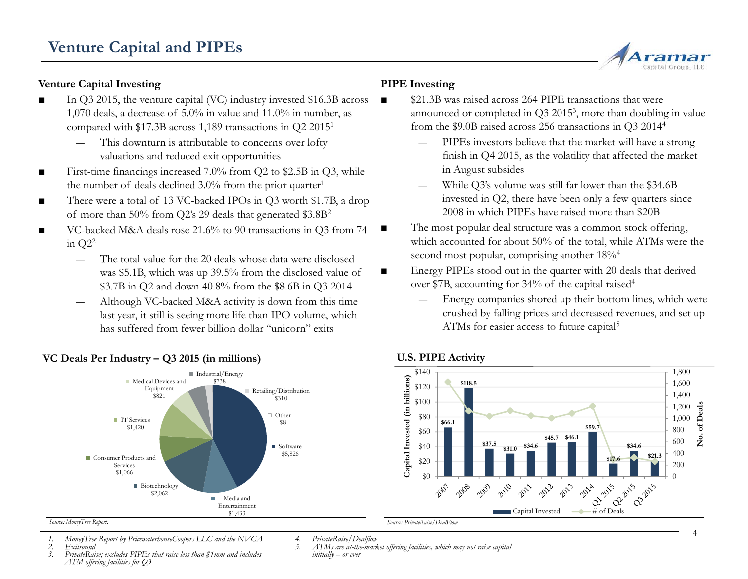# Venture Capital and PIPEs

## Venture Capital Investing

- In Q3 2015, the venture capital (VC) industry invested $16.3B across 1,070 deals, a decrease of 5.0% in value and 11.0% in number, as compared with $17.3B across 1,189 transactions in Q2 2015[1]
  - This downturn is attributable to concerns over lofty valuations and reduced exit opportunities
- First-time financings increased 7.0% from Q2 to $2.5B in Q3, while the number of deals declined 3.0% from the prior quarter[1]
- There were a total of 13 VC-backed IPOs in Q3 worth $1.7B, a drop of more than 50% from Q2's 29 deals that generated $3.8B[2]
- VC-backed M&A deals rose 21.6% to 90 transactions in Q3 from 74 in Q2[2]
  - The total value for the 20 deals whose data were disclosed was $5.1B, which was up 39.5% from the disclosed value of $3.7B in Q2 and down 40.8% from the $8.6B in Q3 2014
  - Although VC-backed M&A activity is down from this time last year, it still is seeing more life than IPO volume, which has suffered from fewer billion dollar "unicorn" exits

### VC Deals Per Industry – Q3 2015 (in millions)

| Industry | Amount |
|---|---|
| Software | $5,826 |
| Media and Entertainment | $1,433 |
| Biotechnology | $2,062 |
| Consumer Products and Services | $1,066 |
| IT Services | $1,420 |
| Medical Devices and Equipment | $821 |
| Industrial/Energy | $738 |
| Retailing/Distribution | $310 |
| Other | $8 |

*Source: MoneyTree Report.*

## PIPE Investing

- $21.3B was raised across 264 PIPE transactions that were announced or completed in Q3 2015[3], more than doubling in value from the $9.0B raised across 256 transactions in Q3 2014[4]
  - PIPEs investors believe that the market will have a strong finish in Q4 2015, as the volatility that affected the market in August subsides
  - While Q3's volume was still far lower than the $34.6B invested in Q2, there have been only a few quarters since 2008 in which PIPEs have raised more than $20B
- The most popular deal structure was a common stock offering, which accounted for about 50% of the total, while ATMs were the second most popular, comprising another 18%[4]
- Energy PIPEs stood out in the quarter with 20 deals that derived over $7B, accounting for 34% of the capital raised[4]
  - Energy companies shored up their bottom lines, which were crushed by falling prices and decreased revenues, and set up ATMs for easier access to future capital[5]

### U.S. PIPE Activity

| Period | Capital Invested (in billions) |
|---|---|
| 2007 | $66.1 |
| 2008 | $118.5 |
| 2009 | $37.5 |
| 2010 | $31.0 |
| 2011 | $34.6 |
| 2012 | $45.7 |
| 2013 | $46.1 |
| 2014 | $59.7 |
| Q1 2015 | $17.6 |
| Q2 2015 | $34.6 |
| Q3 2015 | $21.3 |

*Source: PrivateRaise/DealFlow.*

---

1. *MoneyTree Report by PricewaterhouseCoopers LLC and the NVCA*
2. *Exitround*
3. *PrivateRaise; excludes PIPEs that raise less than $1mm and includes ATM offering facilities for Q3*
4. *PrivateRaise/Dealflow*
5. *ATMs are at-the-market offering facilities, which may not raise capital initially – or ever*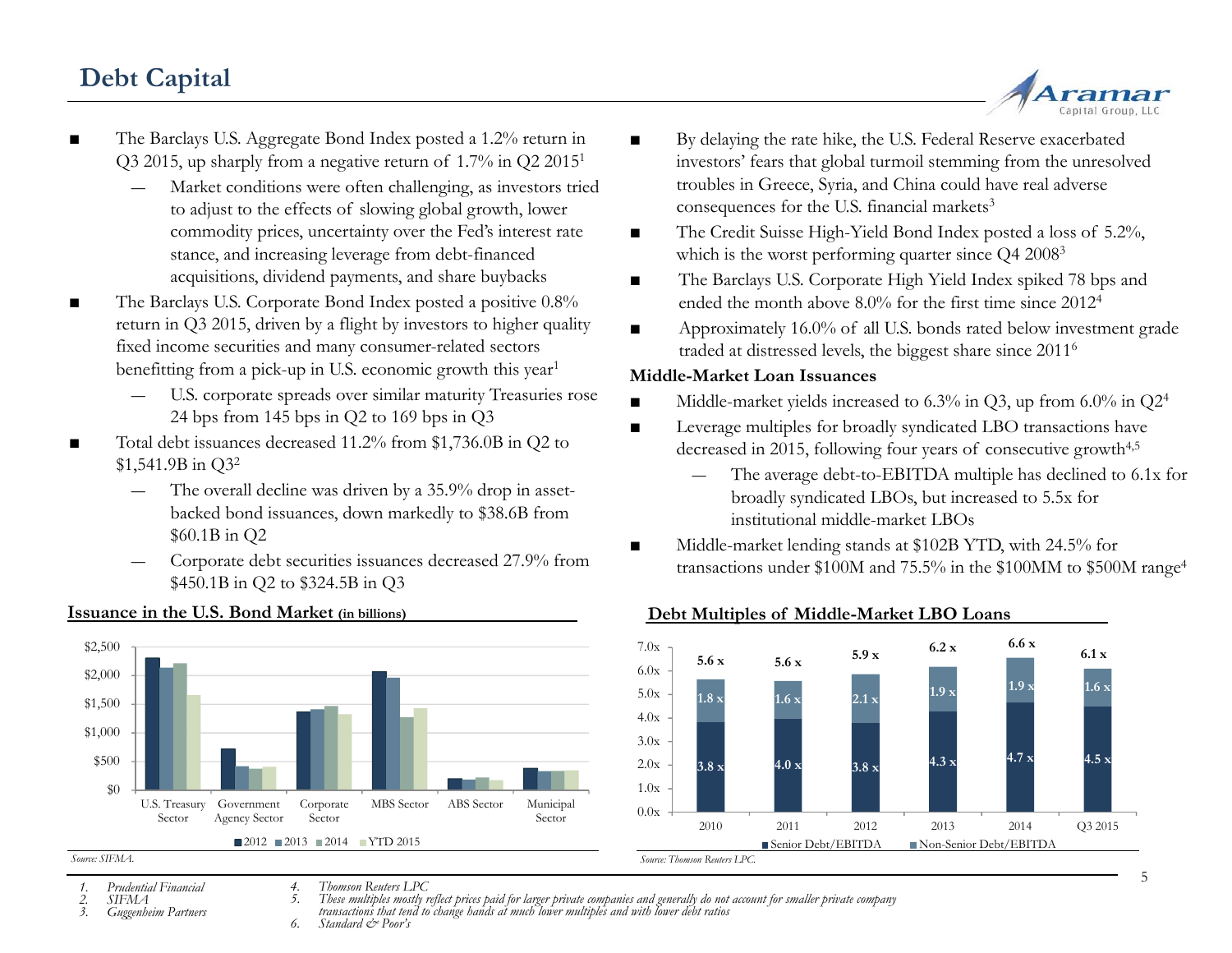# Debt Capital

- The Barclays U.S. Aggregate Bond Index posted a 1.2% return in Q3 2015, up sharply from a negative return of 1.7% in Q2 2015[1]
  - Market conditions were often challenging, as investors tried to adjust to the effects of slowing global growth, lower commodity prices, uncertainty over the Fed's interest rate stance, and increasing leverage from debt-financed acquisitions, dividend payments, and share buybacks
- The Barclays U.S. Corporate Bond Index posted a positive 0.8% return in Q3 2015, driven by a flight by investors to higher quality fixed income securities and many consumer-related sectors benefitting from a pick-up in U.S. economic growth this year[1]
  - U.S. corporate spreads over similar maturity Treasuries rose 24 bps from 145 bps in Q2 to 169 bps in Q3
- Total debt issuances decreased 11.2% from $1,736.0B in Q2 to $1,541.9B in Q3[2]
  - The overall decline was driven by a 35.9% drop in asset-backed bond issuances, down markedly to $38.6B from $60.1B in Q2
  - Corporate debt securities issuances decreased 27.9% from $450.1B in Q2 to $324.5B in Q3
- By delaying the rate hike, the U.S. Federal Reserve exacerbated investors' fears that global turmoil stemming from the unresolved troubles in Greece, Syria, and China could have real adverse consequences for the U.S. financial markets[3]
- The Credit Suisse High-Yield Bond Index posted a loss of 5.2%, which is the worst performing quarter since Q4 2008[3]
- The Barclays U.S. Corporate High Yield Index spiked 78 bps and ended the month above 8.0% for the first time since 2012[4]
- Approximately 16.0% of all U.S. bonds rated below investment grade traded at distressed levels, the biggest share since 2011[6]

**Middle-Market Loan Issuances**

- Middle-market yields increased to 6.3% in Q3, up from 6.0% in Q2[4]
- Leverage multiples for broadly syndicated LBO transactions have decreased in 2015, following four years of consecutive growth[4,5]
  - The average debt-to-EBITDA multiple has declined to 6.1x for broadly syndicated LBOs, but increased to 5.5x for institutional middle-market LBOs
- Middle-market lending stands at $102B YTD, with 24.5% for transactions under $100M and 75.5% in the $100MM to $500M range[4]

**Issuance in the U.S. Bond Market (in billions)**

| Sector | 2012 | 2013 | 2014 | YTD 2015 |
|---|---|---|---|---|
| U.S. Treasury Sector | ~$2,300 | ~$2,140 | ~$2,210 | ~$1,650 |
| Government Agency Sector | ~$720 | ~$410 | ~$370 | ~$400 |
| Corporate Sector | ~$1,370 | ~$1,400 | ~$1,460 | ~$1,320 |
| MBS Sector | ~$2,060 | ~$1,950 | ~$1,270 | ~$1,420 |
| ABS Sector | ~$200 | ~$180 | ~$210 | ~$170 |
| Municipal Sector | ~$380 | ~$330 | ~$330 | ~$340 |

*Source: SIFMA.*

**Debt Multiples of Middle-Market LBO Loans**

| | 2010 | 2011 | 2012 | 2013 | 2014 | Q3 2015 |
|---|---|---|---|---|---|---|
| Senior Debt/EBITDA | 3.8 x | 4.0 x | 3.8 x | 4.3 x | 4.7 x | 4.5 x |
| Non-Senior Debt/EBITDA | 1.8 x | 1.6 x | 2.1 x | 1.9 x | 1.9 x | 1.6 x |
| Total | 5.6 x | 5.6 x | 5.9 x | 6.2 x | 6.6 x | 6.1 x |

*Source: Thomson Reuters LPC.*

1. *Prudential Financial*
2. *SIFMA*
3. *Guggenheim Partners*
4. *Thomson Reuters LPC*
5. *These multiples mostly reflect prices paid for larger private companies and generally do not account for smaller private company transactions that tend to change hands at much lower multiples and with lower debt ratios*
6. *Standard & Poor's*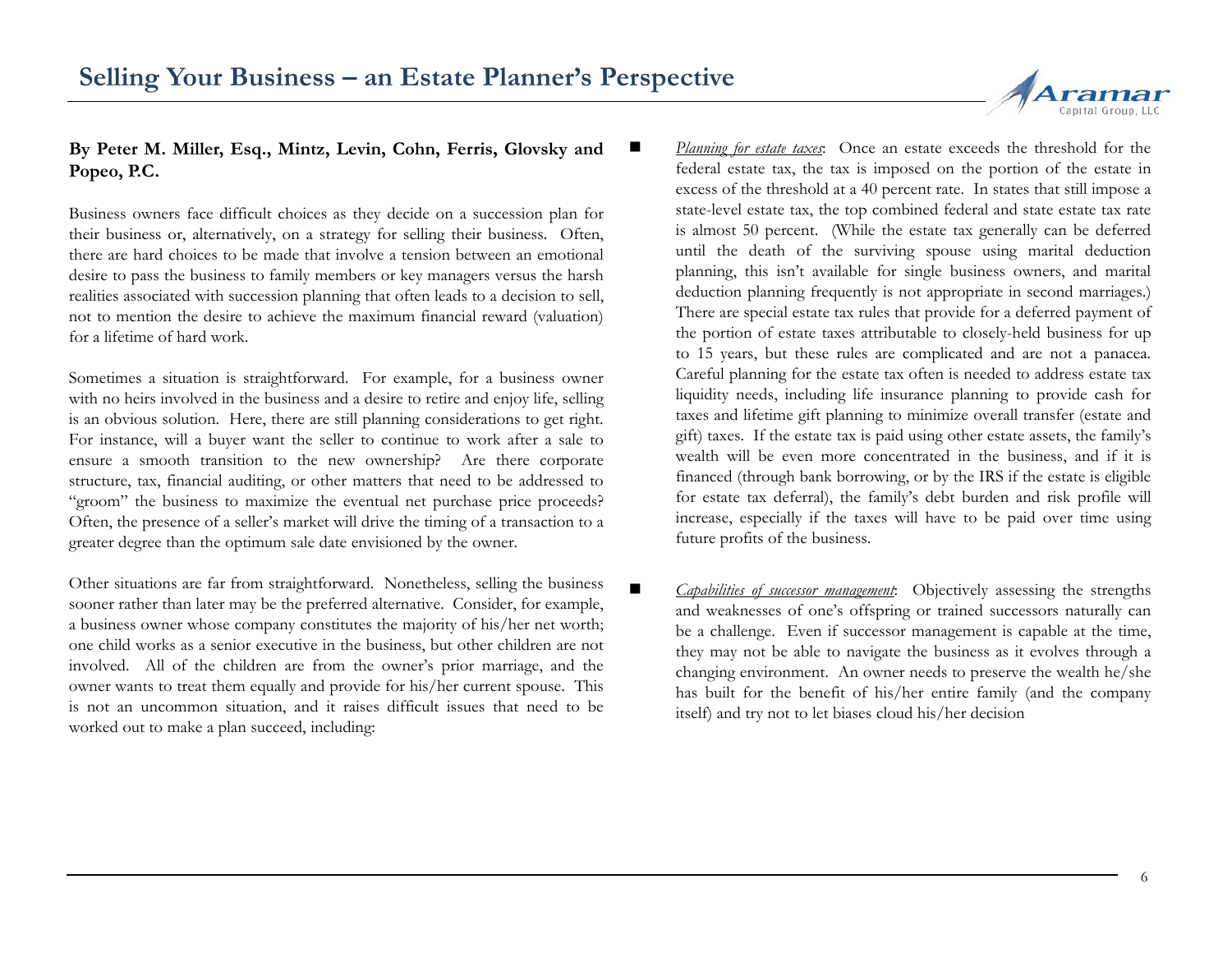# Selling Your Business – an Estate Planner's Perspective

**By Peter M. Miller, Esq., Mintz, Levin, Cohn, Ferris, Glovsky and Popeo, P.C.**

Business owners face difficult choices as they decide on a succession plan for their business or, alternatively, on a strategy for selling their business. Often, there are hard choices to be made that involve a tension between an emotional desire to pass the business to family members or key managers versus the harsh realities associated with succession planning that often leads to a decision to sell, not to mention the desire to achieve the maximum financial reward (valuation) for a lifetime of hard work.

Sometimes a situation is straightforward. For example, for a business owner with no heirs involved in the business and a desire to retire and enjoy life, selling is an obvious solution. Here, there are still planning considerations to get right. For instance, will a buyer want the seller to continue to work after a sale to ensure a smooth transition to the new ownership? Are there corporate structure, tax, financial auditing, or other matters that need to be addressed to "groom" the business to maximize the eventual net purchase price proceeds? Often, the presence of a seller's market will drive the timing of a transaction to a greater degree than the optimum sale date envisioned by the owner.

Other situations are far from straightforward. Nonetheless, selling the business sooner rather than later may be the preferred alternative. Consider, for example, a business owner whose company constitutes the majority of his/her net worth; one child works as a senior executive in the business, but other children are not involved. All of the children are from the owner's prior marriage, and the owner wants to treat them equally and provide for his/her current spouse. This is not an uncommon situation, and it raises difficult issues that need to be worked out to make a plan succeed, including:

- *Planning for estate taxes*: Once an estate exceeds the threshold for the federal estate tax, the tax is imposed on the portion of the estate in excess of the threshold at a 40 percent rate. In states that still impose a state-level estate tax, the top combined federal and state estate tax rate is almost 50 percent. (While the estate tax generally can be deferred until the death of the surviving spouse using marital deduction planning, this isn't available for single business owners, and marital deduction planning frequently is not appropriate in second marriages.) There are special estate tax rules that provide for a deferred payment of the portion of estate taxes attributable to closely-held business for up to 15 years, but these rules are complicated and are not a panacea. Careful planning for the estate tax often is needed to address estate tax liquidity needs, including life insurance planning to provide cash for taxes and lifetime gift planning to minimize overall transfer (estate and gift) taxes. If the estate tax is paid using other estate assets, the family's wealth will be even more concentrated in the business, and if it is financed (through bank borrowing, or by the IRS if the estate is eligible for estate tax deferral), the family's debt burden and risk profile will increase, especially if the taxes will have to be paid over time using future profits of the business.

- *Capabilities of successor management*: Objectively assessing the strengths and weaknesses of one's offspring or trained successors naturally can be a challenge. Even if successor management is capable at the time, they may not be able to navigate the business as it evolves through a changing environment. An owner needs to preserve the wealth he/she has built for the benefit of his/her entire family (and the company itself) and try not to let biases cloud his/her decision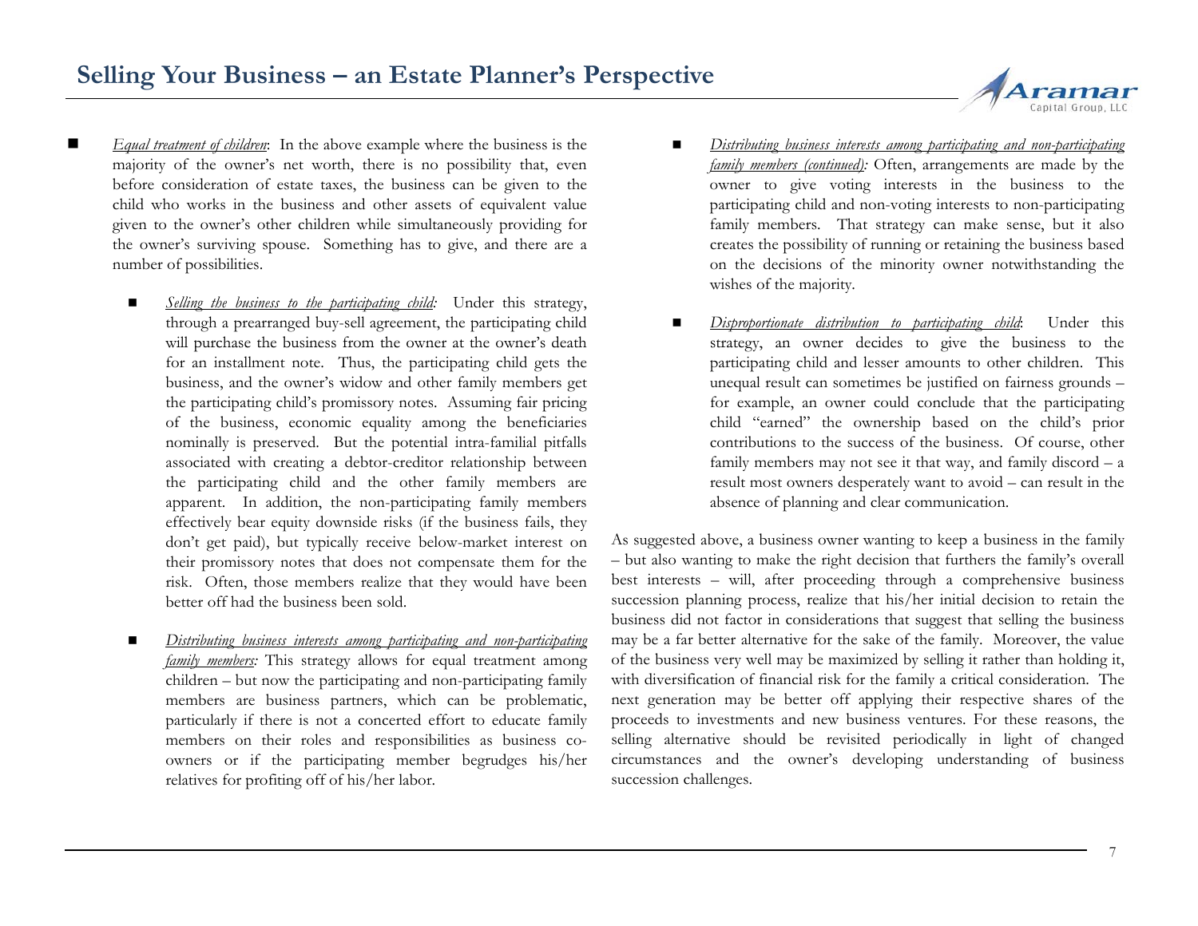- *Equal treatment of children*: In the above example where the business is the majority of the owner's net worth, there is no possibility that, even before consideration of estate taxes, the business can be given to the child who works in the business and other assets of equivalent value given to the owner's other children while simultaneously providing for the owner's surviving spouse. Something has to give, and there are a number of possibilities.

  - *Selling the business to the participating child:* Under this strategy, through a prearranged buy-sell agreement, the participating child will purchase the business from the owner at the owner's death for an installment note. Thus, the participating child gets the business, and the owner's widow and other family members get the participating child's promissory notes. Assuming fair pricing of the business, economic equality among the beneficiaries nominally is preserved. But the potential intra-familial pitfalls associated with creating a debtor-creditor relationship between the participating child and the other family members are apparent. In addition, the non-participating family members effectively bear equity downside risks (if the business fails, they don't get paid), but typically receive below-market interest on their promissory notes that does not compensate them for the risk. Often, those members realize that they would have been better off had the business been sold.

  - *Distributing business interests among participating and non-participating family members:* This strategy allows for equal treatment among children – but now the participating and non-participating family members are business partners, which can be problematic, particularly if there is not a concerted effort to educate family members on their roles and responsibilities as business co-owners or if the participating member begrudges his/her relatives for profiting off of his/her labor.

  - *Distributing business interests among participating and non-participating family members (continued):* Often, arrangements are made by the owner to give voting interests in the business to the participating child and non-voting interests to non-participating family members. That strategy can make sense, but it also creates the possibility of running or retaining the business based on the decisions of the minority owner notwithstanding the wishes of the majority.

  - *Disproportionate distribution to participating child*: Under this strategy, an owner decides to give the business to the participating child and lesser amounts to other children. This unequal result can sometimes be justified on fairness grounds – for example, an owner could conclude that the participating child "earned" the ownership based on the child's prior contributions to the success of the business. Of course, other family members may not see it that way, and family discord – a result most owners desperately want to avoid – can result in the absence of planning and clear communication.

As suggested above, a business owner wanting to keep a business in the family – but also wanting to make the right decision that furthers the family's overall best interests – will, after proceeding through a comprehensive business succession planning process, realize that his/her initial decision to retain the business did not factor in considerations that suggest that selling the business may be a far better alternative for the sake of the family. Moreover, the value of the business very well may be maximized by selling it rather than holding it, with diversification of financial risk for the family a critical consideration. The next generation may be better off applying their respective shares of the proceeds to investments and new business ventures. For these reasons, the selling alternative should be revisited periodically in light of changed circumstances and the owner's developing understanding of business succession challenges.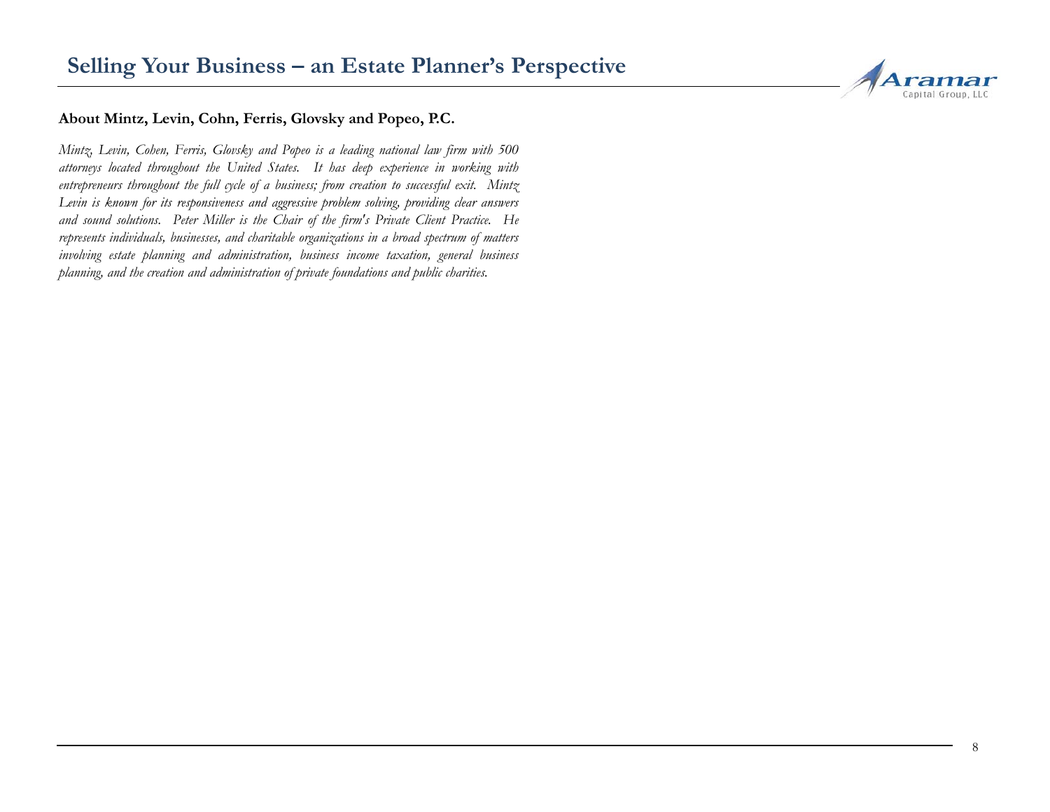**About Mintz, Levin, Cohn, Ferris, Glovsky and Popeo, P.C.**

*Mintz, Levin, Cohen, Ferris, Glovsky and Popeo is a leading national law firm with 500 attorneys located throughout the United States. It has deep experience in working with entrepreneurs throughout the full cycle of a business; from creation to successful exit. Mintz Levin is known for its responsiveness and aggressive problem solving, providing clear answers and sound solutions. Peter Miller is the Chair of the firm's Private Client Practice. He represents individuals, businesses, and charitable organizations in a broad spectrum of matters involving estate planning and administration, business income taxation, general business planning, and the creation and administration of private foundations and public charities.*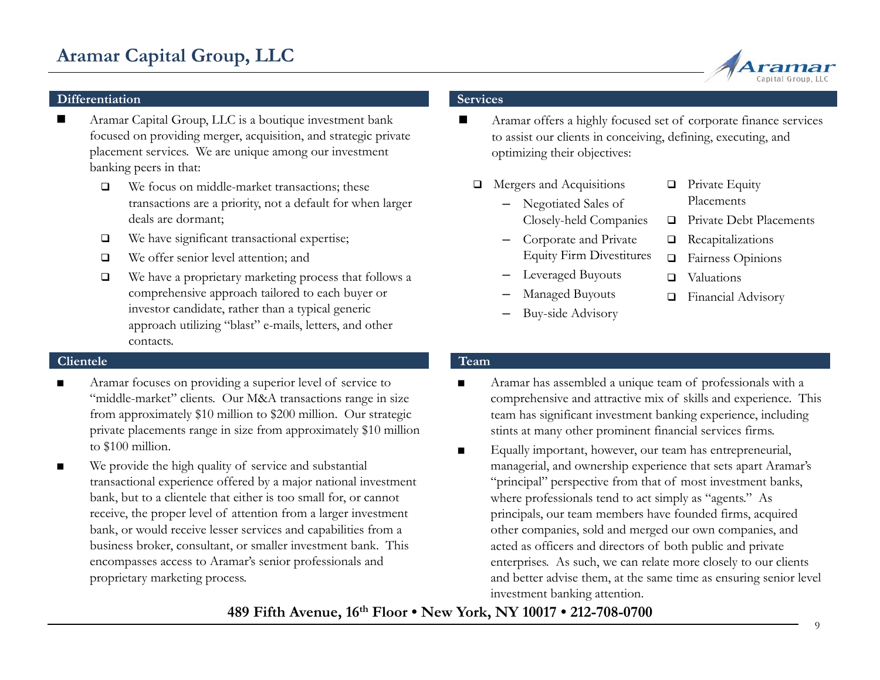# Aramar Capital Group, LLC

## Differentiation

- Aramar Capital Group, LLC is a boutique investment bank focused on providing merger, acquisition, and strategic private placement services. We are unique among our investment banking peers in that:
  - We focus on middle-market transactions; these transactions are a priority, not a default for when larger deals are dormant;
  - We have significant transactional expertise;
  - We offer senior level attention; and
  - We have a proprietary marketing process that follows a comprehensive approach tailored to each buyer or investor candidate, rather than a typical generic approach utilizing "blast" e-mails, letters, and other contacts.

## Clientele

- Aramar focuses on providing a superior level of service to "middle-market" clients. Our M&A transactions range in size from approximately $10 million to $200 million. Our strategic private placements range in size from approximately $10 million to $100 million.
- We provide the high quality of service and substantial transactional experience offered by a major national investment bank, but to a clientele that either is too small for, or cannot receive, the proper level of attention from a larger investment bank, or would receive lesser services and capabilities from a business broker, consultant, or smaller investment bank. This encompasses access to Aramar's senior professionals and proprietary marketing process.

## Services

- Aramar offers a highly focused set of corporate finance services to assist our clients in conceiving, defining, executing, and optimizing their objectives:
  - Mergers and Acquisitions
    - Negotiated Sales of Closely-held Companies
    - Corporate and Private Equity Firm Divestitures
    - Leveraged Buyouts
    - Managed Buyouts
    - Buy-side Advisory
  - Private Equity Placements
  - Private Debt Placements
  - Recapitalizations
  - Fairness Opinions
  - Valuations
  - Financial Advisory

## Team

- Aramar has assembled a unique team of professionals with a comprehensive and attractive mix of skills and experience. This team has significant investment banking experience, including stints at many other prominent financial services firms.
- Equally important, however, our team has entrepreneurial, managerial, and ownership experience that sets apart Aramar's "principal" perspective from that of most investment banks, where professionals tend to act simply as "agents." As principals, our team members have founded firms, acquired other companies, sold and merged our own companies, and acted as officers and directors of both public and private enterprises. As such, we can relate more closely to our clients and better advise them, at the same time as ensuring senior level investment banking attention.

**489 Fifth Avenue, 16th Floor • New York, NY 10017 • 212-708-0700**